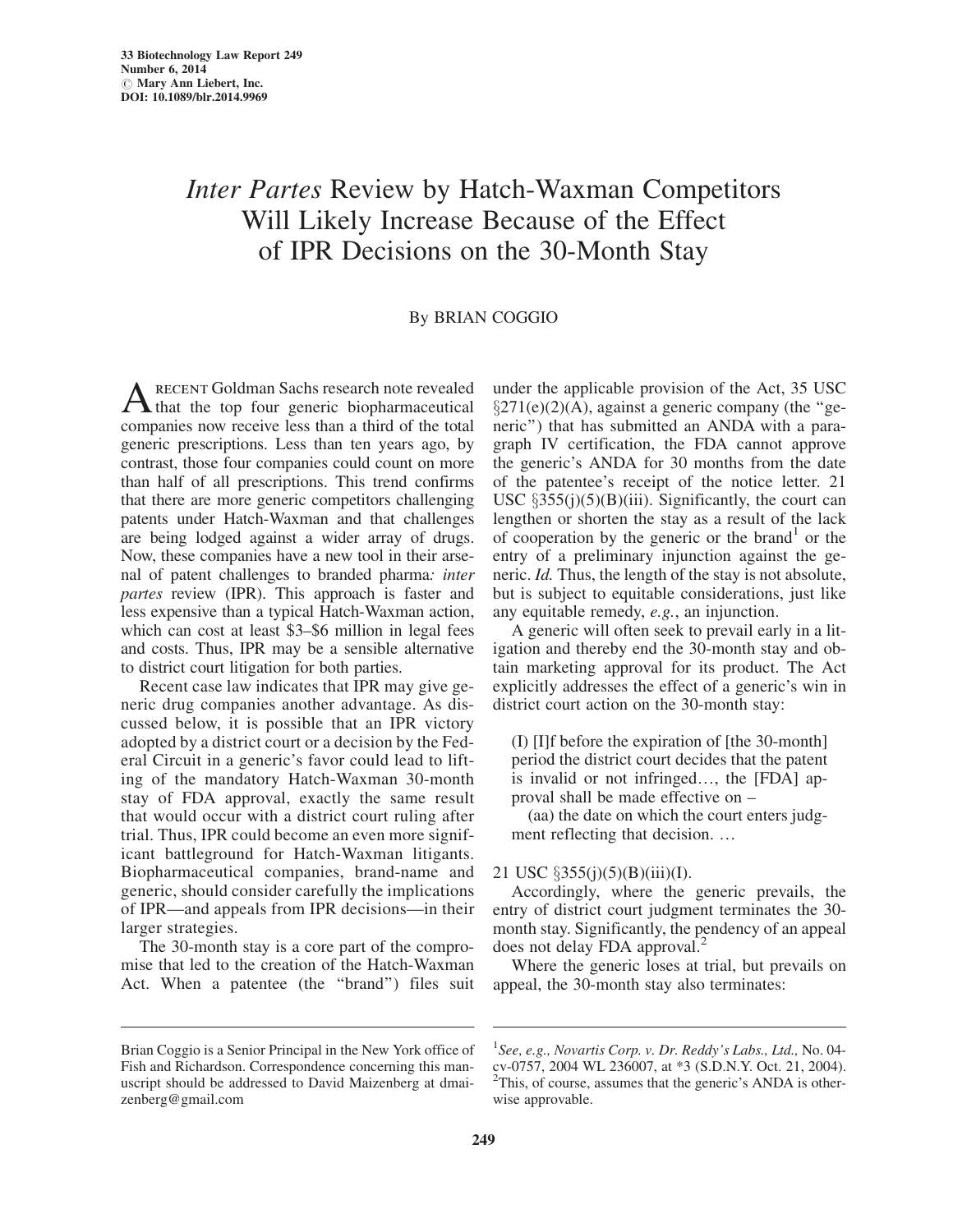# *Inter Partes* Review by Hatch-Waxman Competitors Will Likely Increase Because of the Effect of IPR Decisions on the 30-Month Stay

By BRIAN COGGIO

A RECENT Goldman Sachs research note revealed that the top four generic biopharmaceutical companies now receive less than a third of the total generic prescriptions. Less than ten years ago, by contrast, those four companies could count on more than half of all prescriptions. This trend confirms that there are more generic competitors challenging patents under Hatch-Waxman and that challenges are being lodged against a wider array of drugs. Now, these companies have a new tool in their arsenal of patent challenges to branded pharma: *inter partes* review (IPR). This approach is faster and less expensive than a typical Hatch-Waxman action, which can cost at least \$3–\$6 million in legal fees and costs. Thus, IPR may be a sensible alternative to district court litigation for both parties.

Recent case law indicates that IPR may give generic drug companies another advantage. As discussed below, it is possible that an IPR victory adopted by a district court or a decision by the Federal Circuit in a generic's favor could lead to lifting of the mandatory Hatch-Waxman 30-month stay of FDA approval, exactly the same result that would occur with a district court ruling after trial. Thus, IPR could become an even more significant battleground for Hatch-Waxman litigants. Biopharmaceutical companies, brand-name and generic, should consider carefully the implications of IPR—and appeals from IPR decisions—in their larger strategies.

The 30-month stay is a core part of the compromise that led to the creation of the Hatch-Waxman Act. When a patentee (the "brand") files suit under the applicable provision of the Act, 35 USC §271(e)(2)(A), against a generic company (the "generic") that has submitted an ANDA with a paragraph IV certification, the FDA cannot approve the generic's ANDA for 30 months from the date of the patentee's receipt of the notice letter. 21 USC §355(j)(5)(B)(iii). Significantly, the court can lengthen or shorten the stay as a result of the lack of cooperation by the generic or the brand[1] or the entry of a preliminary injunction against the generic. *Id.* Thus, the length of the stay is not absolute, but is subject to equitable considerations, just like any equitable remedy, *e.g.*, an injunction.

A generic will often seek to prevail early in a litigation and thereby end the 30-month stay and obtain marketing approval for its product. The Act explicitly addresses the effect of a generic's win in district court action on the 30-month stay:

> (I) [I]f before the expiration of [the 30-month] period the district court decides that the patent is invalid or not infringed…, the [FDA] approval shall be made effective on –
>
> (aa) the date on which the court enters judgment reflecting that decision. …

21 USC §355(j)(5)(B)(iii)(I).

Accordingly, where the generic prevails, the entry of district court judgment terminates the 30-month stay. Significantly, the pendency of an appeal does not delay FDA approval.[2]

Where the generic loses at trial, but prevails on appeal, the 30-month stay also terminates:

---

Brian Coggio is a Senior Principal in the New York office of Fish and Richardson. Correspondence concerning this manuscript should be addressed to David Maizenberg at dmaizenberg@gmail.com

[1] *See, e.g., Novartis Corp. v. Dr. Reddy's Labs., Ltd.,* No. 04-cv-0757, 2004 WL 236007, at *3 (S.D.N.Y. Oct. 21, 2004).

[2] This, of course, assumes that the generic's ANDA is otherwise approvable.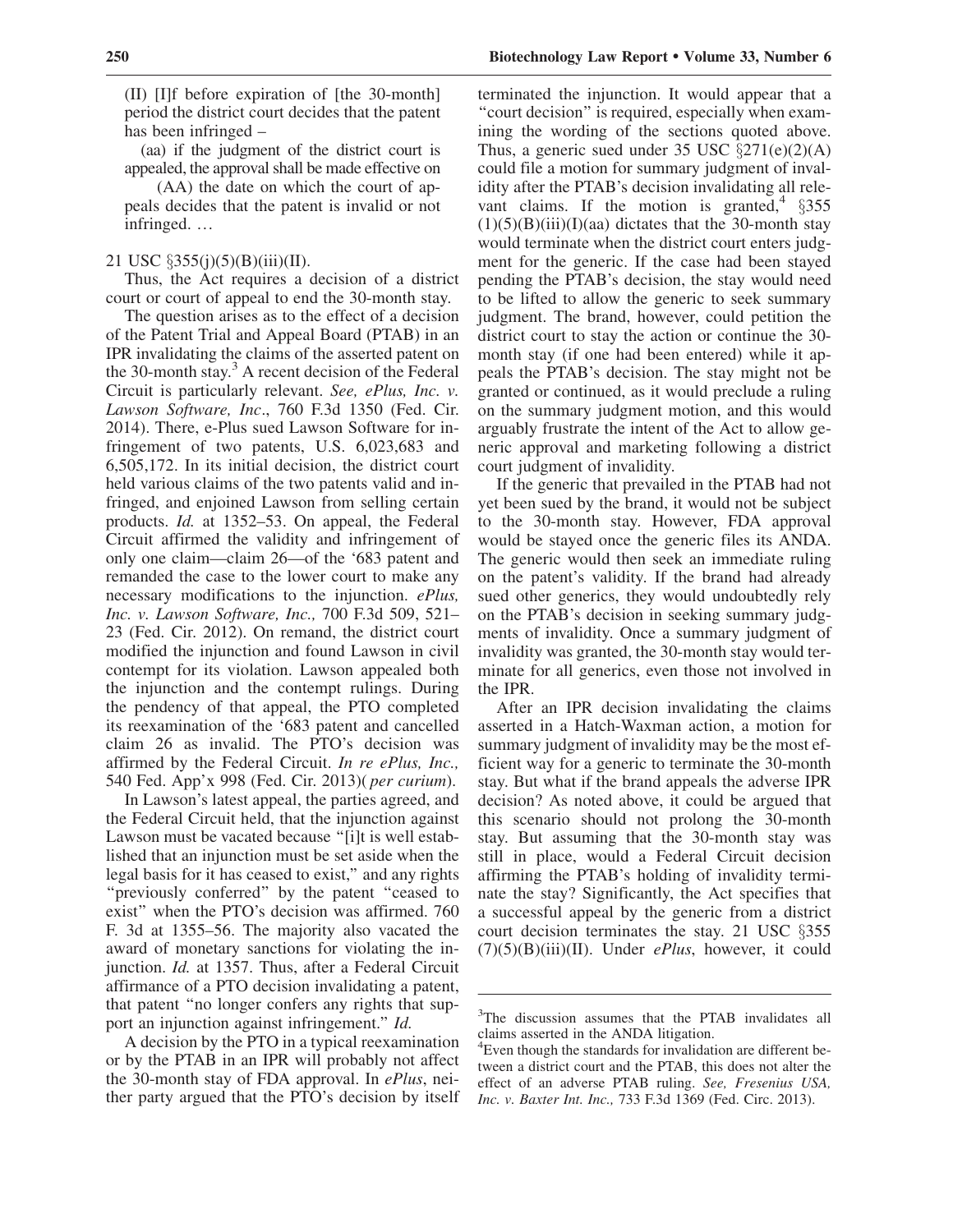(II) [I]f before expiration of [the 30-month] period the district court decides that the patent has been infringed –

(aa) if the judgment of the district court is appealed, the approval shall be made effective on

(AA) the date on which the court of appeals decides that the patent is invalid or not infringed. …

21 USC §355(j)(5)(B)(iii)(II).

Thus, the Act requires a decision of a district court or court of appeal to end the 30-month stay.

The question arises as to the effect of a decision of the Patent Trial and Appeal Board (PTAB) in an IPR invalidating the claims of the asserted patent on the 30-month stay.[3] A recent decision of the Federal Circuit is particularly relevant. *See, ePlus, Inc. v. Lawson Software, Inc*., 760 F.3d 1350 (Fed. Cir. 2014). There, e-Plus sued Lawson Software for infringement of two patents, U.S. 6,023,683 and 6,505,172. In its initial decision, the district court held various claims of the two patents valid and infringed, and enjoined Lawson from selling certain products. *Id.* at 1352–53. On appeal, the Federal Circuit affirmed the validity and infringement of only one claim—claim 26—of the '683 patent and remanded the case to the lower court to make any necessary modifications to the injunction. *ePlus, Inc. v. Lawson Software, Inc.,* 700 F.3d 509, 521–23 (Fed. Cir. 2012). On remand, the district court modified the injunction and found Lawson in civil contempt for its violation. Lawson appealed both the injunction and the contempt rulings. During the pendency of that appeal, the PTO completed its reexamination of the '683 patent and cancelled claim 26 as invalid. The PTO's decision was affirmed by the Federal Circuit. *In re ePlus, Inc.,* 540 Fed. App'x 998 (Fed. Cir. 2013)( *per curium*).

In Lawson's latest appeal, the parties agreed, and the Federal Circuit held, that the injunction against Lawson must be vacated because "[i]t is well established that an injunction must be set aside when the legal basis for it has ceased to exist," and any rights "previously conferred" by the patent "ceased to exist" when the PTO's decision was affirmed. 760 F. 3d at 1355–56. The majority also vacated the award of monetary sanctions for violating the injunction. *Id.* at 1357. Thus, after a Federal Circuit affirmance of a PTO decision invalidating a patent, that patent "no longer confers any rights that support an injunction against infringement." *Id.*

A decision by the PTO in a typical reexamination or by the PTAB in an IPR will probably not affect the 30-month stay of FDA approval. In *ePlus*, neither party argued that the PTO's decision by itself terminated the injunction. It would appear that a "court decision" is required, especially when examining the wording of the sections quoted above. Thus, a generic sued under 35 USC §271(e)(2)(A) could file a motion for summary judgment of invalidity after the PTAB's decision invalidating all relevant claims. If the motion is granted,[4] §355 (1)(5)(B)(iii)(I)(aa) dictates that the 30-month stay would terminate when the district court enters judgment for the generic. If the case had been stayed pending the PTAB's decision, the stay would need to be lifted to allow the generic to seek summary judgment. The brand, however, could petition the district court to stay the action or continue the 30-month stay (if one had been entered) while it appeals the PTAB's decision. The stay might not be granted or continued, as it would preclude a ruling on the summary judgment motion, and this would arguably frustrate the intent of the Act to allow generic approval and marketing following a district court judgment of invalidity.

If the generic that prevailed in the PTAB had not yet been sued by the brand, it would not be subject to the 30-month stay. However, FDA approval would be stayed once the generic files its ANDA. The generic would then seek an immediate ruling on the patent's validity. If the brand had already sued other generics, they would undoubtedly rely on the PTAB's decision in seeking summary judgments of invalidity. Once a summary judgment of invalidity was granted, the 30-month stay would terminate for all generics, even those not involved in the IPR.

After an IPR decision invalidating the claims asserted in a Hatch-Waxman action, a motion for summary judgment of invalidity may be the most efficient way for a generic to terminate the 30-month stay. But what if the brand appeals the adverse IPR decision? As noted above, it could be argued that this scenario should not prolong the 30-month stay. But assuming that the 30-month stay was still in place, would a Federal Circuit decision affirming the PTAB's holding of invalidity terminate the stay? Significantly, the Act specifies that a successful appeal by the generic from a district court decision terminates the stay. 21 USC §355 (7)(5)(B)(iii)(II). Under *ePlus*, however, it could

---

[3]The discussion assumes that the PTAB invalidates all claims asserted in the ANDA litigation.

[4]Even though the standards for invalidation are different between a district court and the PTAB, this does not alter the effect of an adverse PTAB ruling. *See, Fresenius USA, Inc. v. Baxter Int. Inc.,* 733 F.3d 1369 (Fed. Circ. 2013).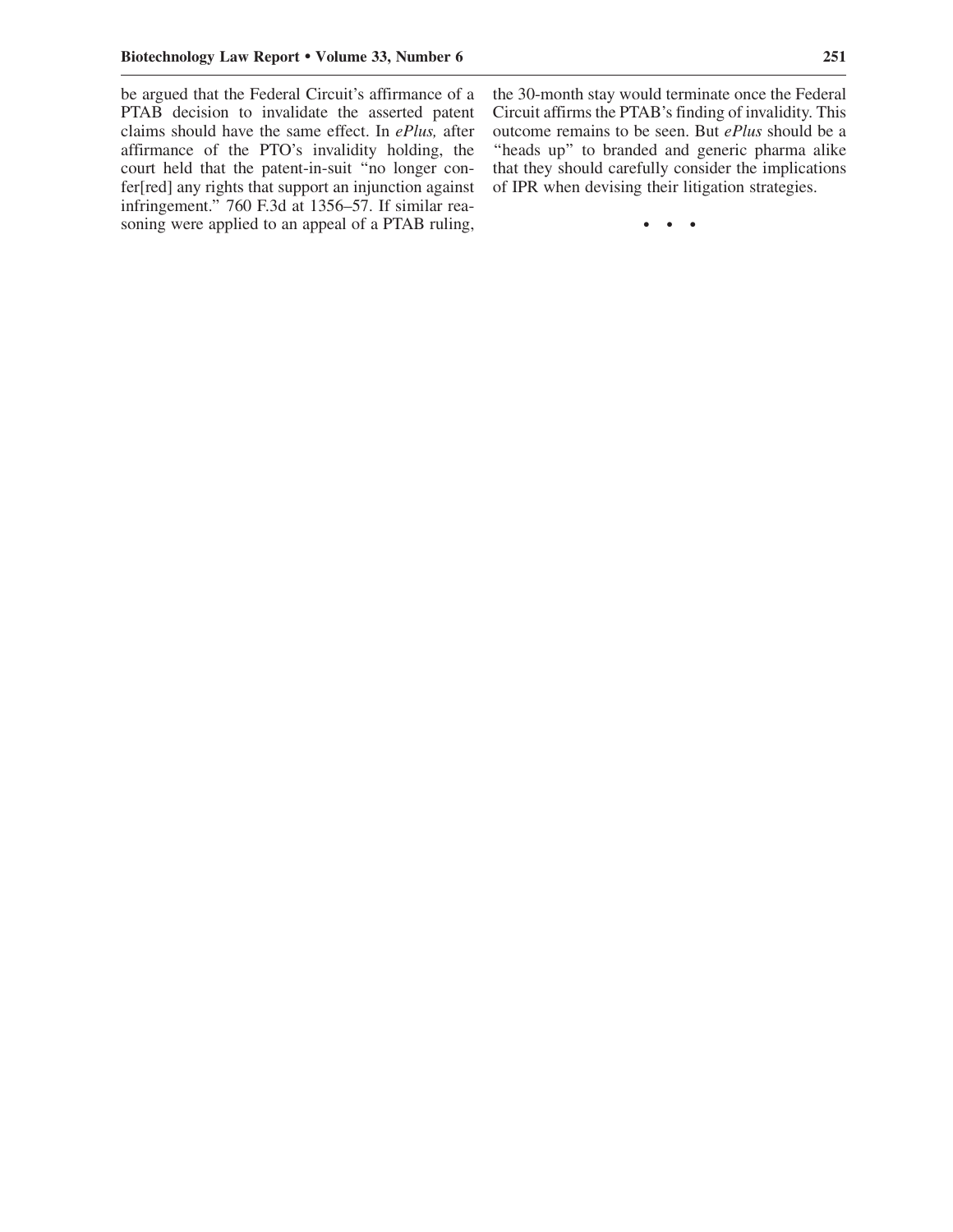be argued that the Federal Circuit's affirmance of a PTAB decision to invalidate the asserted patent claims should have the same effect. In *ePlus,* after affirmance of the PTO's invalidity holding, the court held that the patent-in-suit "no longer confer[red] any rights that support an injunction against infringement." 760 F.3d at 1356–57. If similar reasoning were applied to an appeal of a PTAB ruling, the 30-month stay would terminate once the Federal Circuit affirms the PTAB's finding of invalidity. This outcome remains to be seen. But *ePlus* should be a "heads up" to branded and generic pharma alike that they should carefully consider the implications of IPR when devising their litigation strategies.

• • •